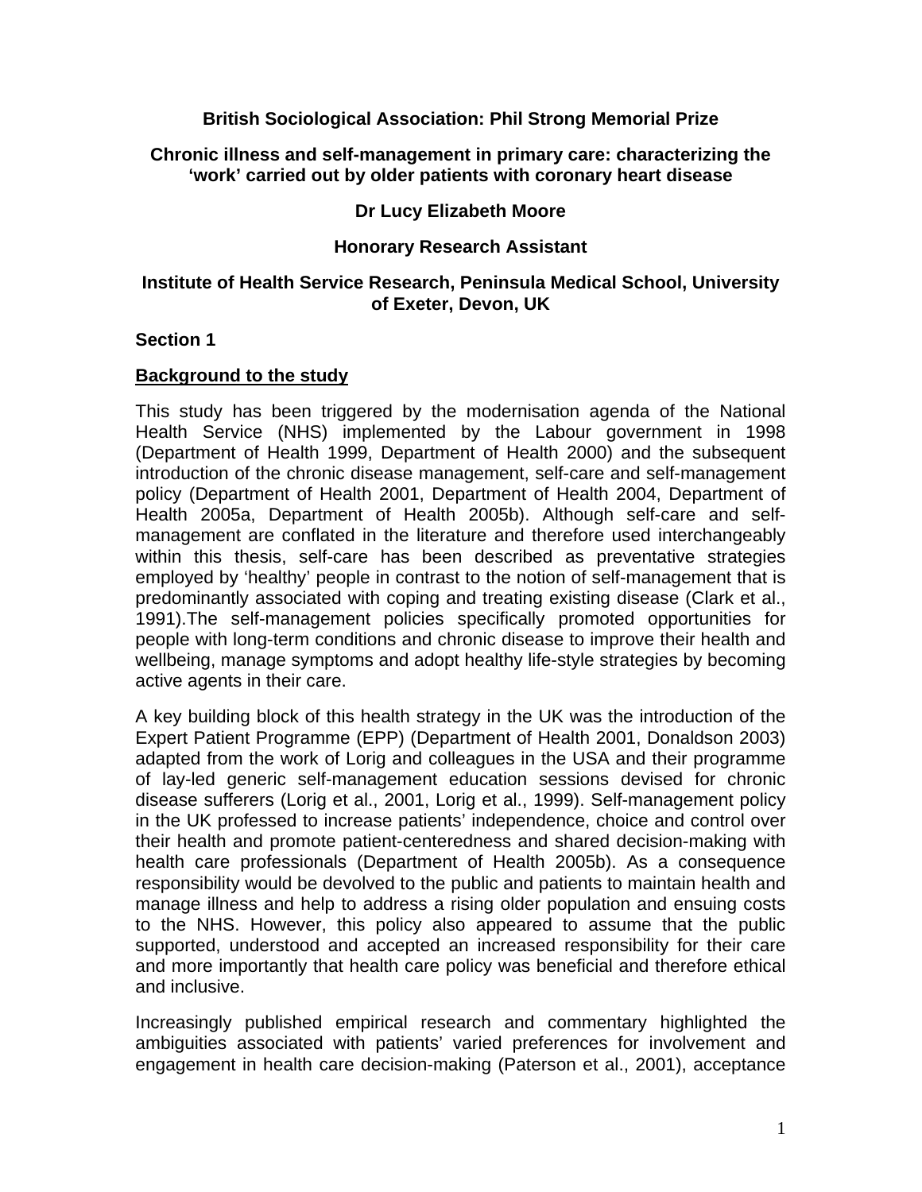**British Sociological Association: Phil Strong Memorial Prize**

**Chronic illness and self-management in primary care: characterizing the 'work' carried out by older patients with coronary heart disease**

**Dr Lucy Elizabeth Moore**

**Honorary Research Assistant**

**Institute of Health Service Research, Peninsula Medical School, University of Exeter, Devon, UK**

## Section 1

### Background to the study

This study has been triggered by the modernisation agenda of the National Health Service (NHS) implemented by the Labour government in 1998 (Department of Health 1999, Department of Health 2000) and the subsequent introduction of the chronic disease management, self-care and self-management policy (Department of Health 2001, Department of Health 2004, Department of Health 2005a, Department of Health 2005b). Although self-care and self-management are conflated in the literature and therefore used interchangeably within this thesis, self-care has been described as preventative strategies employed by 'healthy' people in contrast to the notion of self-management that is predominantly associated with coping and treating existing disease (Clark et al., 1991).The self-management policies specifically promoted opportunities for people with long-term conditions and chronic disease to improve their health and wellbeing, manage symptoms and adopt healthy life-style strategies by becoming active agents in their care.

A key building block of this health strategy in the UK was the introduction of the Expert Patient Programme (EPP) (Department of Health 2001, Donaldson 2003) adapted from the work of Lorig and colleagues in the USA and their programme of lay-led generic self-management education sessions devised for chronic disease sufferers (Lorig et al., 2001, Lorig et al., 1999). Self-management policy in the UK professed to increase patients' independence, choice and control over their health and promote patient-centeredness and shared decision-making with health care professionals (Department of Health 2005b). As a consequence responsibility would be devolved to the public and patients to maintain health and manage illness and help to address a rising older population and ensuing costs to the NHS. However, this policy also appeared to assume that the public supported, understood and accepted an increased responsibility for their care and more importantly that health care policy was beneficial and therefore ethical and inclusive.

Increasingly published empirical research and commentary highlighted the ambiguities associated with patients' varied preferences for involvement and engagement in health care decision-making (Paterson et al., 2001), acceptance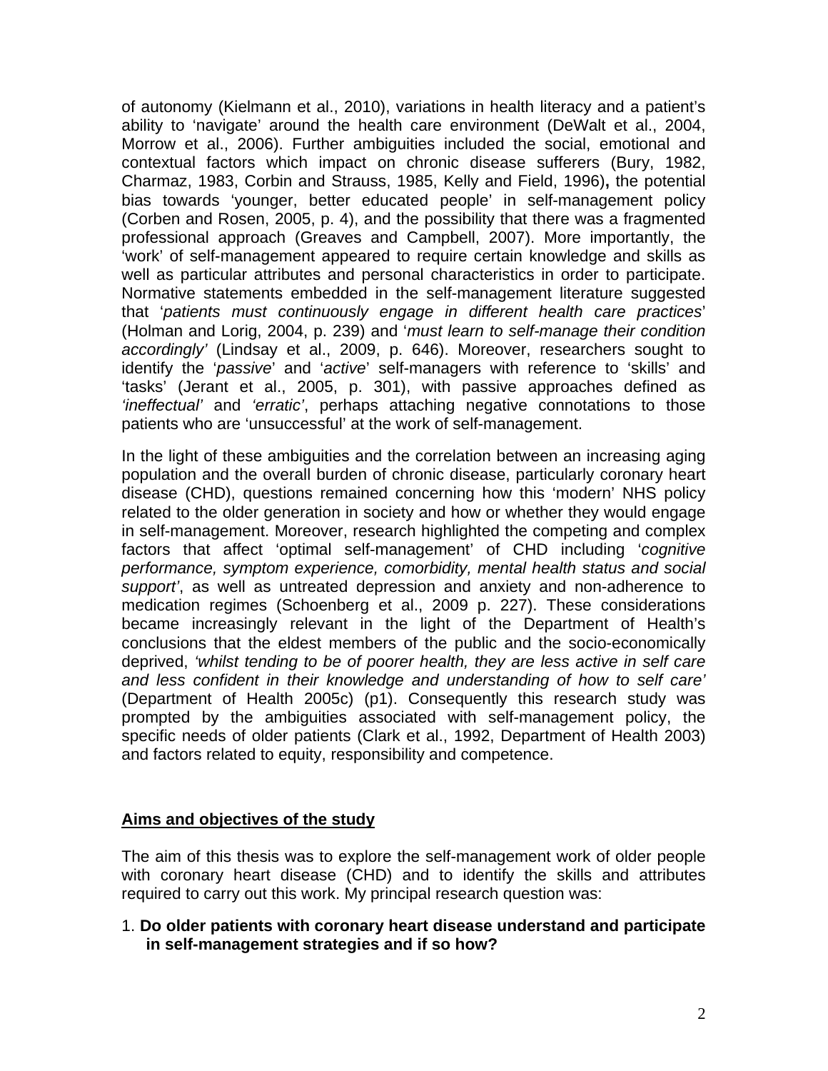of autonomy (Kielmann et al., 2010), variations in health literacy and a patient's ability to 'navigate' around the health care environment (DeWalt et al., 2004, Morrow et al., 2006). Further ambiguities included the social, emotional and contextual factors which impact on chronic disease sufferers (Bury, 1982, Charmaz, 1983, Corbin and Strauss, 1985, Kelly and Field, 1996)**,** the potential bias towards 'younger, better educated people' in self-management policy (Corben and Rosen, 2005, p. 4), and the possibility that there was a fragmented professional approach (Greaves and Campbell, 2007). More importantly, the 'work' of self-management appeared to require certain knowledge and skills as well as particular attributes and personal characteristics in order to participate. Normative statements embedded in the self-management literature suggested that '*patients must continuously engage in different health care practices*' (Holman and Lorig, 2004, p. 239) and '*must learn to self-manage their condition accordingly'* (Lindsay et al., 2009, p. 646). Moreover, researchers sought to identify the '*passive*' and '*active*' self-managers with reference to 'skills' and 'tasks' (Jerant et al., 2005, p. 301), with passive approaches defined as *'ineffectual'* and *'erratic'*, perhaps attaching negative connotations to those patients who are 'unsuccessful' at the work of self-management.

In the light of these ambiguities and the correlation between an increasing aging population and the overall burden of chronic disease, particularly coronary heart disease (CHD), questions remained concerning how this 'modern' NHS policy related to the older generation in society and how or whether they would engage in self-management. Moreover, research highlighted the competing and complex factors that affect 'optimal self-management' of CHD including '*cognitive performance, symptom experience, comorbidity, mental health status and social support'*, as well as untreated depression and anxiety and non-adherence to medication regimes (Schoenberg et al., 2009 p. 227). These considerations became increasingly relevant in the light of the Department of Health's conclusions that the eldest members of the public and the socio-economically deprived, *'whilst tending to be of poorer health, they are less active in self care and less confident in their knowledge and understanding of how to self care'* (Department of Health 2005c) (p1). Consequently this research study was prompted by the ambiguities associated with self-management policy, the specific needs of older patients (Clark et al., 1992, Department of Health 2003) and factors related to equity, responsibility and competence.

## Aims and objectives of the study

The aim of this thesis was to explore the self-management work of older people with coronary heart disease (CHD) and to identify the skills and attributes required to carry out this work. My principal research question was:

1. **Do older patients with coronary heart disease understand and participate in self-management strategies and if so how?**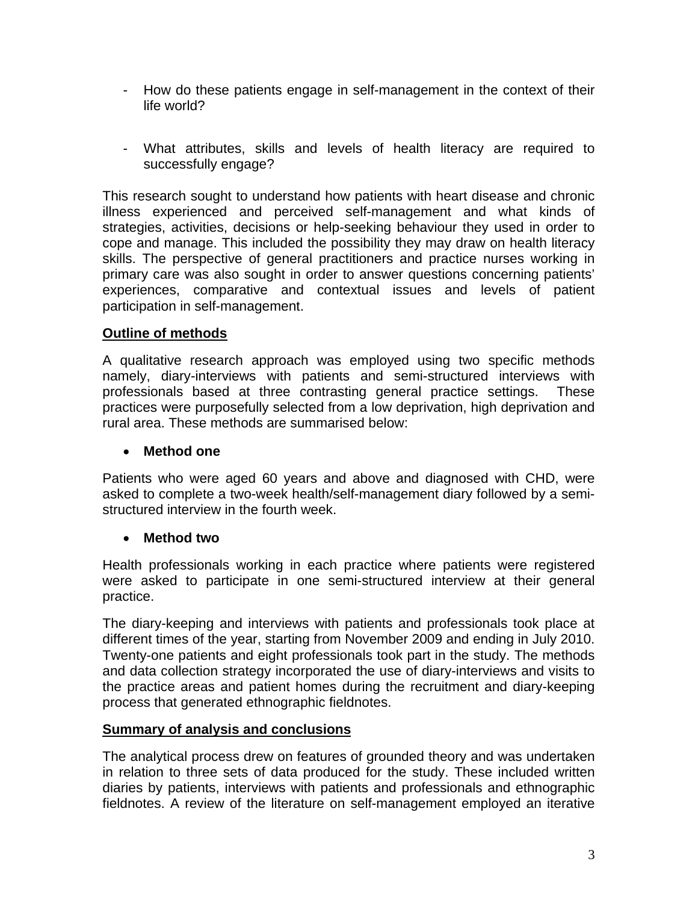- How do these patients engage in self-management in the context of their life world?

- What attributes, skills and levels of health literacy are required to successfully engage?

This research sought to understand how patients with heart disease and chronic illness experienced and perceived self-management and what kinds of strategies, activities, decisions or help-seeking behaviour they used in order to cope and manage. This included the possibility they may draw on health literacy skills. The perspective of general practitioners and practice nurses working in primary care was also sought in order to answer questions concerning patients' experiences, comparative and contextual issues and levels of patient participation in self-management.

## Outline of methods

A qualitative research approach was employed using two specific methods namely, diary-interviews with patients and semi-structured interviews with professionals based at three contrasting general practice settings. These practices were purposefully selected from a low deprivation, high deprivation and rural area. These methods are summarised below:

- **Method one**

Patients who were aged 60 years and above and diagnosed with CHD, were asked to complete a two-week health/self-management diary followed by a semi-structured interview in the fourth week.

- **Method two**

Health professionals working in each practice where patients were registered were asked to participate in one semi-structured interview at their general practice.

The diary-keeping and interviews with patients and professionals took place at different times of the year, starting from November 2009 and ending in July 2010. Twenty-one patients and eight professionals took part in the study. The methods and data collection strategy incorporated the use of diary-interviews and visits to the practice areas and patient homes during the recruitment and diary-keeping process that generated ethnographic fieldnotes.

## Summary of analysis and conclusions

The analytical process drew on features of grounded theory and was undertaken in relation to three sets of data produced for the study. These included written diaries by patients, interviews with patients and professionals and ethnographic fieldnotes. A review of the literature on self-management employed an iterative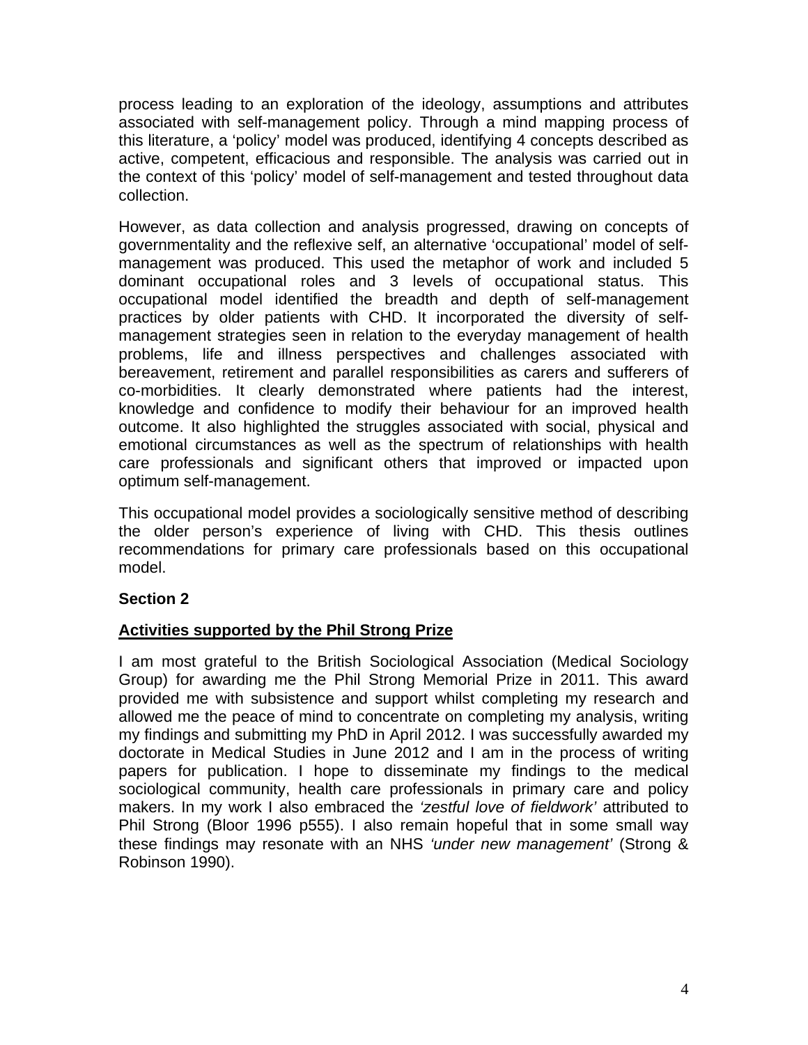process leading to an exploration of the ideology, assumptions and attributes associated with self-management policy. Through a mind mapping process of this literature, a 'policy' model was produced, identifying 4 concepts described as active, competent, efficacious and responsible. The analysis was carried out in the context of this 'policy' model of self-management and tested throughout data collection.

However, as data collection and analysis progressed, drawing on concepts of governmentality and the reflexive self, an alternative 'occupational' model of self-management was produced. This used the metaphor of work and included 5 dominant occupational roles and 3 levels of occupational status. This occupational model identified the breadth and depth of self-management practices by older patients with CHD. It incorporated the diversity of self-management strategies seen in relation to the everyday management of health problems, life and illness perspectives and challenges associated with bereavement, retirement and parallel responsibilities as carers and sufferers of co-morbidities. It clearly demonstrated where patients had the interest, knowledge and confidence to modify their behaviour for an improved health outcome. It also highlighted the struggles associated with social, physical and emotional circumstances as well as the spectrum of relationships with health care professionals and significant others that improved or impacted upon optimum self-management.

This occupational model provides a sociologically sensitive method of describing the older person's experience of living with CHD. This thesis outlines recommendations for primary care professionals based on this occupational model.

**Section 2**

**Activities supported by the Phil Strong Prize**

I am most grateful to the British Sociological Association (Medical Sociology Group) for awarding me the Phil Strong Memorial Prize in 2011. This award provided me with subsistence and support whilst completing my research and allowed me the peace of mind to concentrate on completing my analysis, writing my findings and submitting my PhD in April 2012. I was successfully awarded my doctorate in Medical Studies in June 2012 and I am in the process of writing papers for publication. I hope to disseminate my findings to the medical sociological community, health care professionals in primary care and policy makers. In my work I also embraced the *'zestful love of fieldwork'* attributed to Phil Strong (Bloor 1996 p555). I also remain hopeful that in some small way these findings may resonate with an NHS *'under new management'* (Strong & Robinson 1990).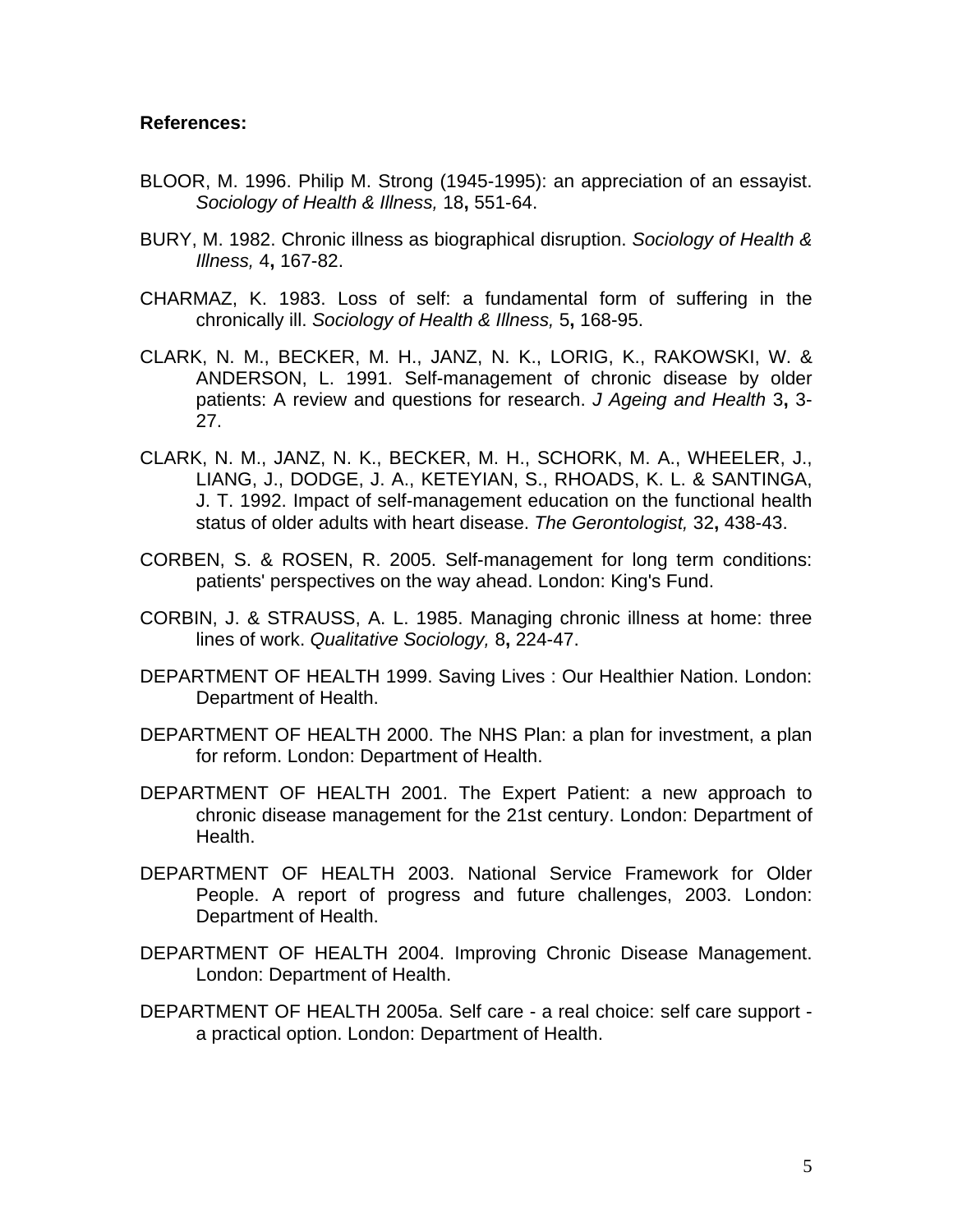**References:**

BLOOR, M. 1996. Philip M. Strong (1945-1995): an appreciation of an essayist. *Sociology of Health & Illness,* 18**,** 551-64.

BURY, M. 1982. Chronic illness as biographical disruption. *Sociology of Health & Illness,* 4**,** 167-82.

CHARMAZ, K. 1983. Loss of self: a fundamental form of suffering in the chronically ill. *Sociology of Health & Illness,* 5**,** 168-95.

CLARK, N. M., BECKER, M. H., JANZ, N. K., LORIG, K., RAKOWSKI, W. & ANDERSON, L. 1991. Self-management of chronic disease by older patients: A review and questions for research. *J Ageing and Health* 3**,** 3-27.

CLARK, N. M., JANZ, N. K., BECKER, M. H., SCHORK, M. A., WHEELER, J., LIANG, J., DODGE, J. A., KETEYIAN, S., RHOADS, K. L. & SANTINGA, J. T. 1992. Impact of self-management education on the functional health status of older adults with heart disease. *The Gerontologist,* 32**,** 438-43.

CORBEN, S. & ROSEN, R. 2005. Self-management for long term conditions: patients' perspectives on the way ahead. London: King's Fund.

CORBIN, J. & STRAUSS, A. L. 1985. Managing chronic illness at home: three lines of work. *Qualitative Sociology,* 8**,** 224-47.

DEPARTMENT OF HEALTH 1999. Saving Lives : Our Healthier Nation. London: Department of Health.

DEPARTMENT OF HEALTH 2000. The NHS Plan: a plan for investment, a plan for reform. London: Department of Health.

DEPARTMENT OF HEALTH 2001. The Expert Patient: a new approach to chronic disease management for the 21st century. London: Department of Health.

DEPARTMENT OF HEALTH 2003. National Service Framework for Older People. A report of progress and future challenges, 2003. London: Department of Health.

DEPARTMENT OF HEALTH 2004. Improving Chronic Disease Management. London: Department of Health.

DEPARTMENT OF HEALTH 2005a. Self care - a real choice: self care support - a practical option. London: Department of Health.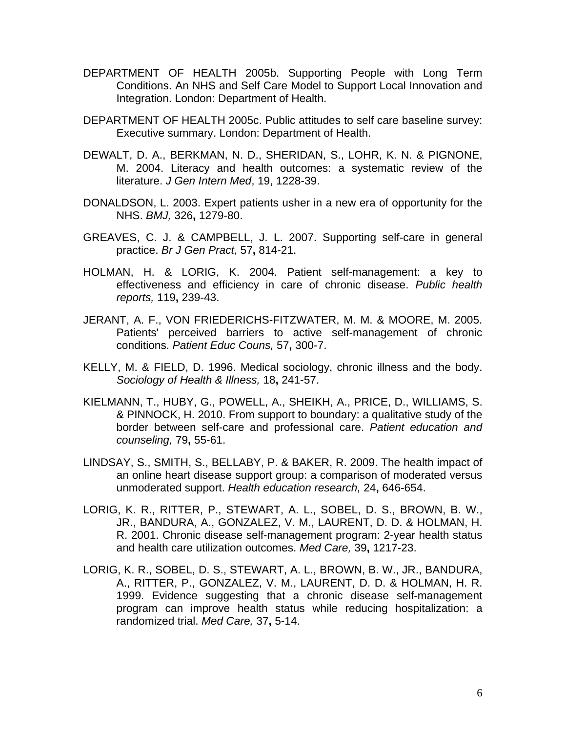DEPARTMENT OF HEALTH 2005b. Supporting People with Long Term Conditions. An NHS and Self Care Model to Support Local Innovation and Integration. London: Department of Health.

DEPARTMENT OF HEALTH 2005c. Public attitudes to self care baseline survey: Executive summary. London: Department of Health.

DEWALT, D. A., BERKMAN, N. D., SHERIDAN, S., LOHR, K. N. & PIGNONE, M. 2004. Literacy and health outcomes: a systematic review of the literature. *J Gen Intern Med*, 19, 1228-39.

DONALDSON, L. 2003. Expert patients usher in a new era of opportunity for the NHS. *BMJ,* 326**,** 1279-80.

GREAVES, C. J. & CAMPBELL, J. L. 2007. Supporting self-care in general practice. *Br J Gen Pract,* 57**,** 814-21.

HOLMAN, H. & LORIG, K. 2004. Patient self-management: a key to effectiveness and efficiency in care of chronic disease. *Public health reports,* 119**,** 239-43.

JERANT, A. F., VON FRIEDERICHS-FITZWATER, M. M. & MOORE, M. 2005. Patients' perceived barriers to active self-management of chronic conditions. *Patient Educ Couns,* 57**,** 300-7.

KELLY, M. & FIELD, D. 1996. Medical sociology, chronic illness and the body. *Sociology of Health & Illness,* 18**,** 241-57.

KIELMANN, T., HUBY, G., POWELL, A., SHEIKH, A., PRICE, D., WILLIAMS, S. & PINNOCK, H. 2010. From support to boundary: a qualitative study of the border between self-care and professional care. *Patient education and counseling,* 79**,** 55-61.

LINDSAY, S., SMITH, S., BELLABY, P. & BAKER, R. 2009. The health impact of an online heart disease support group: a comparison of moderated versus unmoderated support. *Health education research,* 24**,** 646-654.

LORIG, K. R., RITTER, P., STEWART, A. L., SOBEL, D. S., BROWN, B. W., JR., BANDURA, A., GONZALEZ, V. M., LAURENT, D. D. & HOLMAN, H. R. 2001. Chronic disease self-management program: 2-year health status and health care utilization outcomes. *Med Care,* 39**,** 1217-23.

LORIG, K. R., SOBEL, D. S., STEWART, A. L., BROWN, B. W., JR., BANDURA, A., RITTER, P., GONZALEZ, V. M., LAURENT, D. D. & HOLMAN, H. R. 1999. Evidence suggesting that a chronic disease self-management program can improve health status while reducing hospitalization: a randomized trial. *Med Care,* 37**,** 5-14.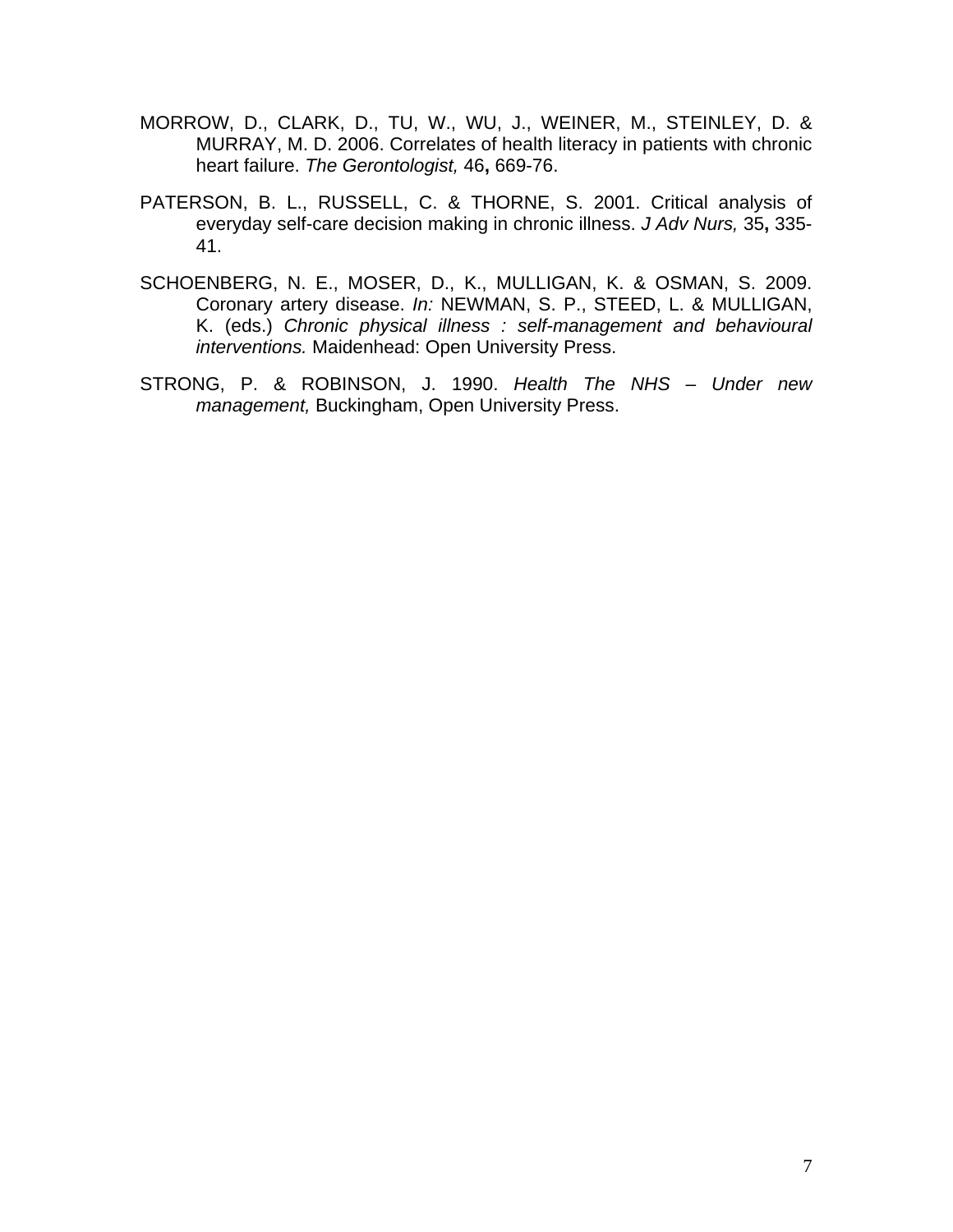MORROW, D., CLARK, D., TU, W., WU, J., WEINER, M., STEINLEY, D. & MURRAY, M. D. 2006. Correlates of health literacy in patients with chronic heart failure. *The Gerontologist,* 46**,** 669-76.

PATERSON, B. L., RUSSELL, C. & THORNE, S. 2001. Critical analysis of everyday self-care decision making in chronic illness. *J Adv Nurs,* 35**,** 335-41.

SCHOENBERG, N. E., MOSER, D., K., MULLIGAN, K. & OSMAN, S. 2009. Coronary artery disease. *In:* NEWMAN, S. P., STEED, L. & MULLIGAN, K. (eds.) *Chronic physical illness : self-management and behavioural interventions.* Maidenhead: Open University Press.

STRONG, P. & ROBINSON, J. 1990. *Health The NHS – Under new management,* Buckingham, Open University Press.